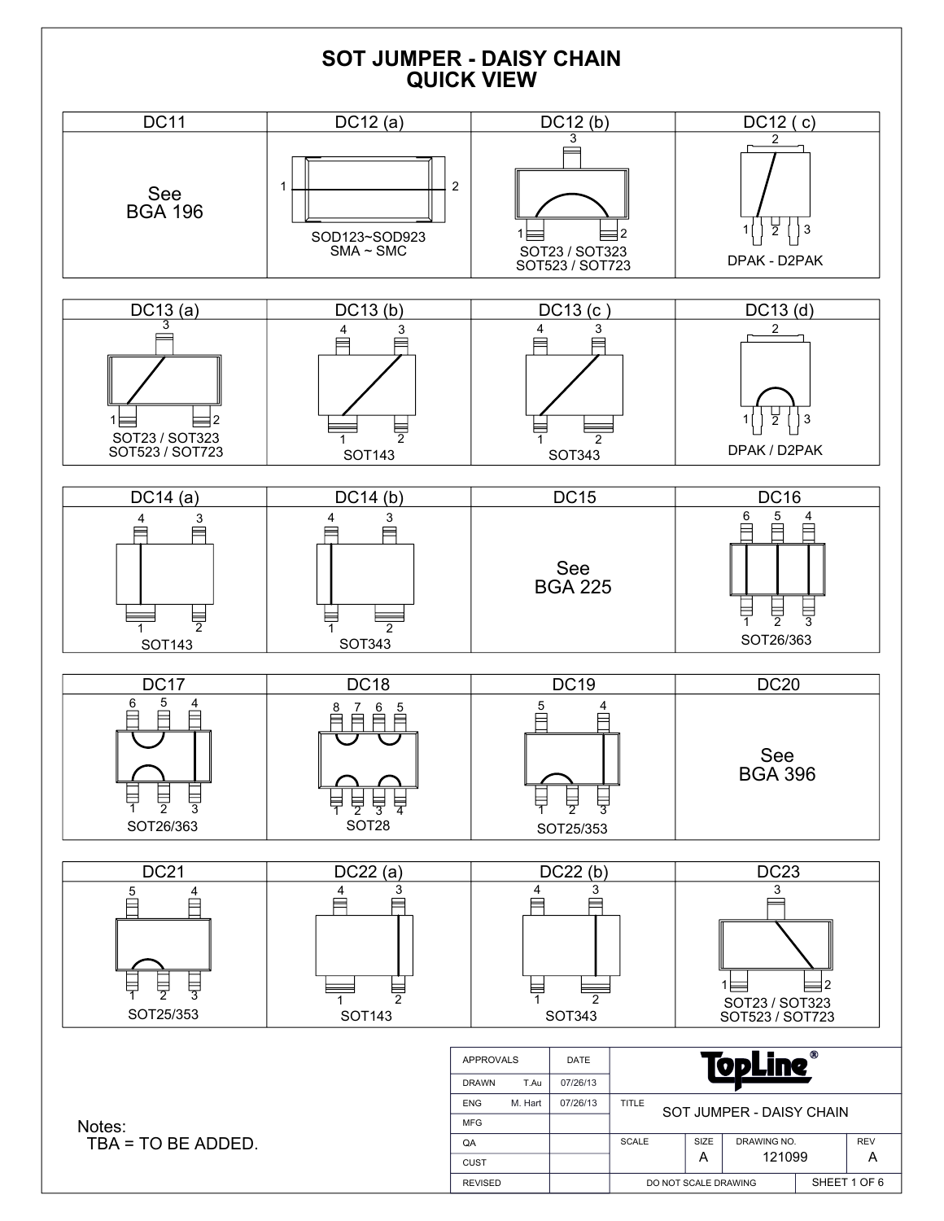# SOT JUMPER - DAISY CHAIN
## QUICK VIEW

| DC11 | DC12 (a) | DC12 (b) | DC12 ( c) |
|---|---|---|---|
| See BGA 196 | 1, 2 — SOD123~SOD923, SMA ~ SMC | 3, 1, 2 — SOT23 / SOT323, SOT523 / SOT723 | 2, 1, 2, 3 — DPAK - D2PAK |

| DC13 (a) | DC13 (b) | DC13 (c ) | DC13 (d) |
|---|---|---|---|
| 3, 1, 2 — SOT23 / SOT323, SOT523 / SOT723 | 4, 3, 1, 2 — SOT143 | 4, 3, 1, 2 — SOT343 | 2, 1, 2, 3 — DPAK / D2PAK |

| DC14 (a) | DC14 (b) | DC15 | DC16 |
|---|---|---|---|
| 4, 3, 1, 2 — SOT143 | 4, 3, 1, 2 — SOT343 | See BGA 225 | 6, 5, 4, 1, 2, 3 — SOT26/363 |

| DC17 | DC18 | DC19 | DC20 |
|---|---|---|---|
| 6, 5, 4, 1, 2, 3 — SOT26/363 | 8, 7, 6, 5, 1, 2, 3, 4 — SOT28 | 5, 4, 1, 2, 3 — SOT25/353 | See BGA 396 |

| DC21 | DC22 (a) | DC22 (b) | DC23 |
|---|---|---|---|
| 5, 4, 1, 2, 3 — SOT25/353 | 4, 3, 1, 2 — SOT143 | 4, 3, 1, 2 — SOT343 | 3, 1, 2 — SOT23 / SOT323, SOT523 / SOT723 |

Notes:
TBA = TO BE ADDED.

| APPROVALS | | DATE | TopLine® | | | |
|---|---|---|---|---|---|---|
| DRAWN | T.Au | 07/26/13 | | | | |
| ENG | M. Hart | 07/26/13 | TITLE: SOT JUMPER - DAISY CHAIN | | | |
| MFG | | | | | | |
| QA | | | SCALE | SIZE: A | DRAWING NO.: 121099 | REV: A |
| CUST | | | | | | |
| REVISED | | | DO NOT SCALE DRAWING | | | SHEET 1 OF 6 |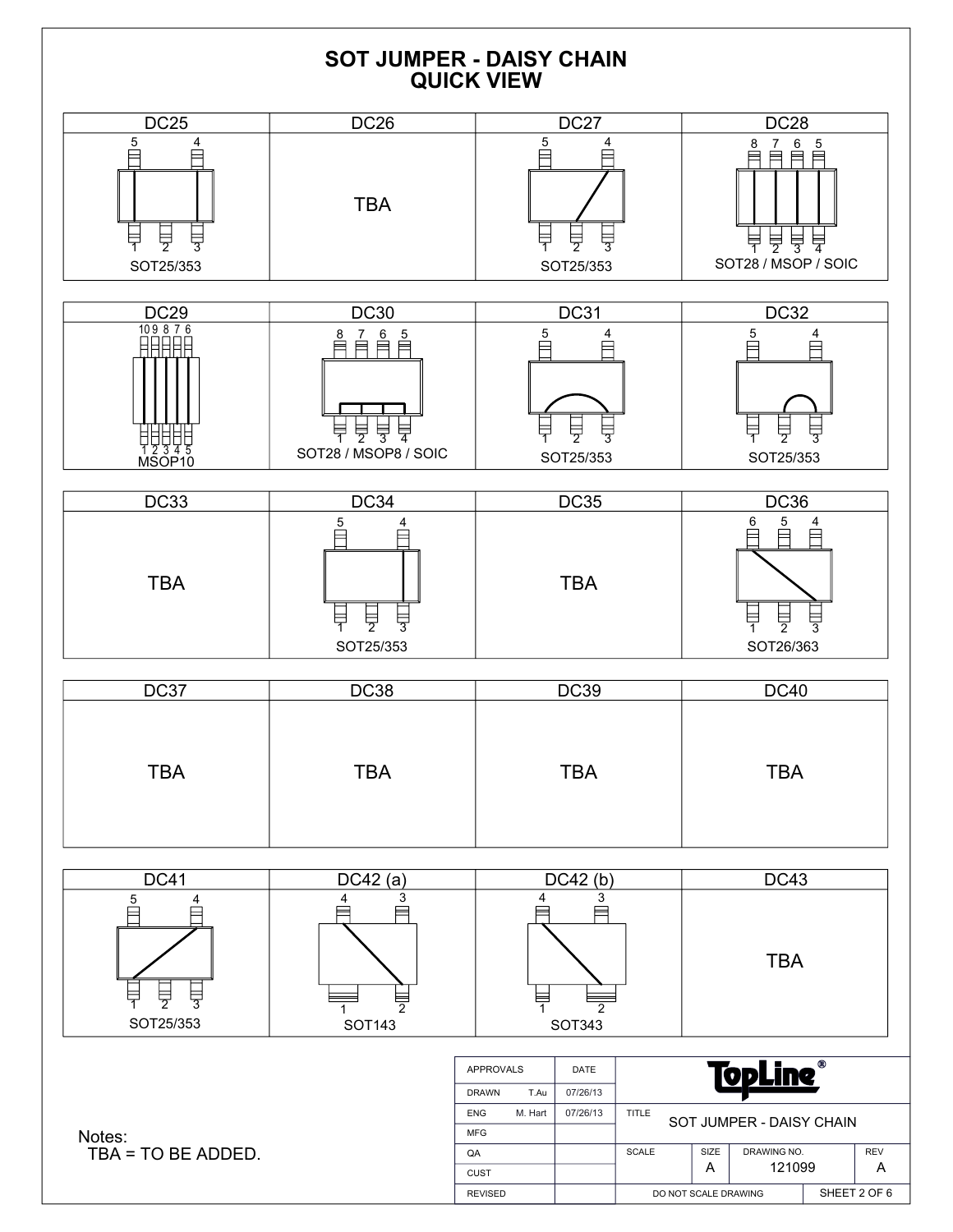# SOT JUMPER - DAISY CHAIN
## QUICK VIEW

| DC25 | DC26 | DC27 | DC28 |
|---|---|---|---|
| 5 4 / 1 2 3 SOT25/353 | TBA | 5 4 / 1 2 3 SOT25/353 | 8 7 6 5 / 1 2 3 4 SOT28 / MSOP / SOIC |

| DC29 | DC30 | DC31 | DC32 |
|---|---|---|---|
| 10 9 8 7 6 / 1 2 3 4 5 MSOP10 | 8 7 6 5 / 1 2 3 4 SOT28 / MSOP8 / SOIC | 5 4 / 1 2 3 SOT25/353 | 5 4 / 1 2 3 SOT25/353 |

| DC33 | DC34 | DC35 | DC36 |
|---|---|---|---|
| TBA | 5 4 / 1 2 3 SOT25/353 | TBA | 6 5 4 / 1 2 3 SOT26/363 |

| DC37 | DC38 | DC39 | DC40 |
|---|---|---|---|
| TBA | TBA | TBA | TBA |

| DC41 | DC42 (a) | DC42 (b) | DC43 |
|---|---|---|---|
| 5 4 / 1 2 3 SOT25/353 | 4 3 / 1 2 SOT143 | 4 3 / 1 2 SOT343 | TBA |

Notes:
TBA = TO BE ADDED.

| APPROVALS | | DATE | |
|---|---|---|---|
| DRAWN | T.Au | 07/26/13 | TopLine® |
| ENG | M. Hart | 07/26/13 | TITLE: SOT JUMPER - DAISY CHAIN |
| MFG | | | |
| QA | | | SCALE: — SIZE: A DRAWING NO.: 121099 REV: A |
| CUST | | | |
| REVISED | | | DO NOT SCALE DRAWING — SHEET 2 OF 6 |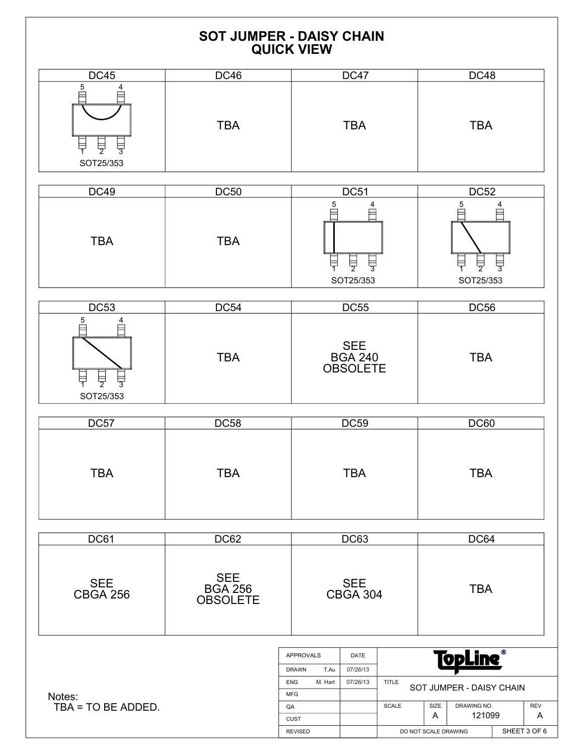# SOT JUMPER - DAISY CHAIN
## QUICK VIEW

| DC45 | DC46 | DC47 | DC48 |
|---|---|---|---|
| 5 4 / 1 2 3 / SOT25/353 | TBA | TBA | TBA |

| DC49 | DC50 | DC51 | DC52 |
|---|---|---|---|
| TBA | TBA | 5 4 / 1 2 3 / SOT25/353 | 5 4 / 1 2 3 / SOT25/353 |

| DC53 | DC54 | DC55 | DC56 |
|---|---|---|---|
| 5 4 / 1 2 3 / SOT25/353 | TBA | SEE BGA 240 OBSOLETE | TBA |

| DC57 | DC58 | DC59 | DC60 |
|---|---|---|---|
| TBA | TBA | TBA | TBA |

| DC61 | DC62 | DC63 | DC64 |
|---|---|---|---|
| SEE CBGA 256 | SEE BGA 256 OBSOLETE | SEE CBGA 304 | TBA |

Notes:
TBA = TO BE ADDED.

| APPROVALS | | DATE | TopLine® | | | |
|---|---|---|---|---|---|---|
| DRAWN | T.Au | 07/26/13 | | | | |
| ENG | M. Hart | 07/26/13 | TITLE: SOT JUMPER - DAISY CHAIN | | | |
| MFG | | | | | | |
| QA | | | SCALE | SIZE: A | DRAWING NO.: 121099 | REV: A |
| CUST | | | | | | |
| REVISED | | | DO NOT SCALE DRAWING | | SHEET 3 OF 6 | |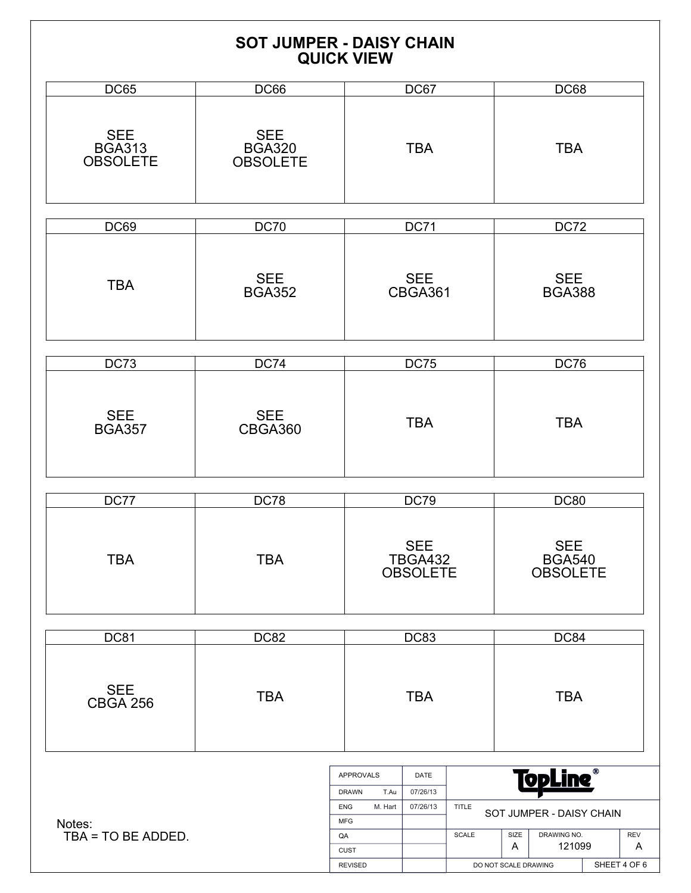# SOT JUMPER - DAISY CHAIN
## QUICK VIEW

| DC65 | DC66 | DC67 | DC68 |
|---|---|---|---|
| SEE BGA313 OBSOLETE | SEE BGA320 OBSOLETE | TBA | TBA |

| DC69 | DC70 | DC71 | DC72 |
|---|---|---|---|
| TBA | SEE BGA352 | SEE CBGA361 | SEE BGA388 |

| DC73 | DC74 | DC75 | DC76 |
|---|---|---|---|
| SEE BGA357 | SEE CBGA360 | TBA | TBA |

| DC77 | DC78 | DC79 | DC80 |
|---|---|---|---|
| TBA | TBA | SEE TBGA432 OBSOLETE | SEE BGA540 OBSOLETE |

| DC81 | DC82 | DC83 | DC84 |
|---|---|---|---|
| SEE CBGA 256 | TBA | TBA | TBA |

Notes:
TBA = TO BE ADDED.

| APPROVALS | | DATE | TopLine® | | | |
|---|---|---|---|---|---|---|
| DRAWN | T.Au | 07/26/13 | | | | |
| ENG | M. Hart | 07/26/13 | TITLE: SOT JUMPER - DAISY CHAIN | | | |
| MFG | | | | | | |
| QA | | | SCALE | SIZE: A | DRAWING NO.: 121099 | REV: A |
| CUST | | | | | | |
| REVISED | | | DO NOT SCALE DRAWING | | SHEET 4 OF 6 | |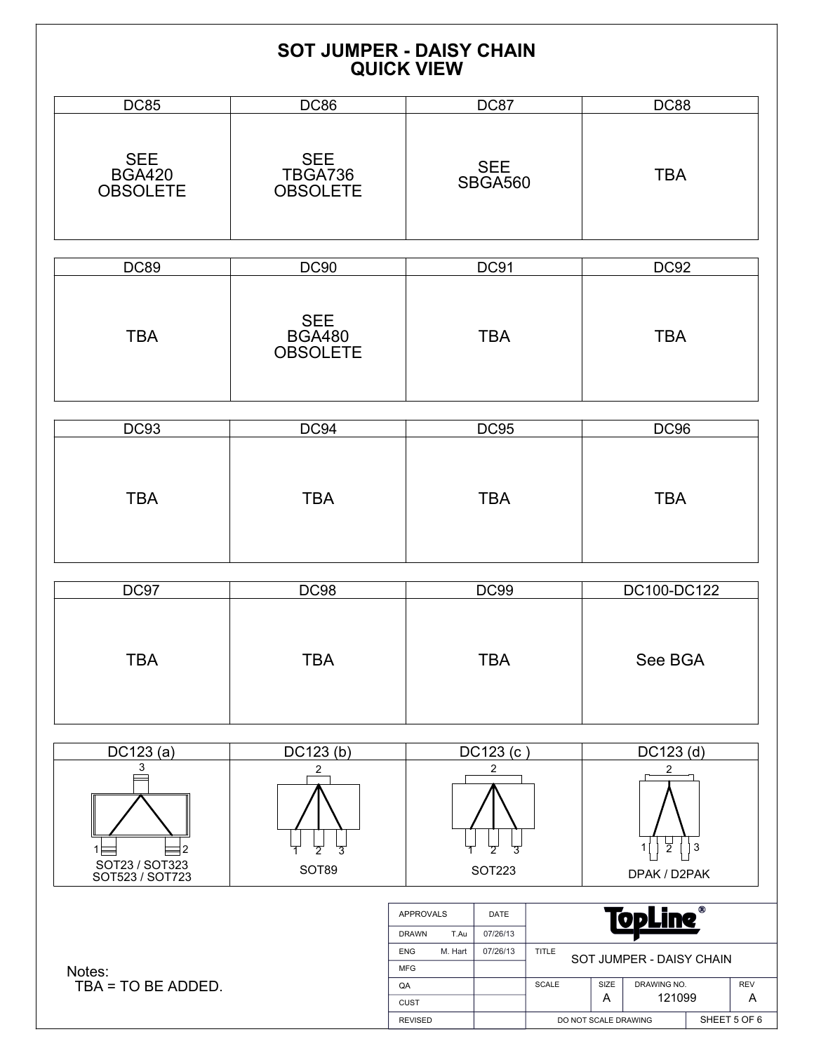# SOT JUMPER - DAISY CHAIN
## QUICK VIEW

| DC85 | DC86 | DC87 | DC88 |
|---|---|---|---|
| SEE BGA420 OBSOLETE | SEE TBGA736 OBSOLETE | SEE SBGA560 | TBA |

| DC89 | DC90 | DC91 | DC92 |
|---|---|---|---|
| TBA | SEE BGA480 OBSOLETE | TBA | TBA |

| DC93 | DC94 | DC95 | DC96 |
|---|---|---|---|
| TBA | TBA | TBA | TBA |

| DC97 | DC98 | DC99 | DC100-DC122 |
|---|---|---|---|
| TBA | TBA | TBA | See BGA |

| DC123 (a) | DC123 (b) | DC123 (c ) | DC123 (d) |
|---|---|---|---|
| 3, 1, 2 — SOT23 / SOT323 SOT523 / SOT723 | 2, 1, 2, 3 — SOT89 | 2, 1, 2, 3 — SOT223 | 2, 1, 2, 3 — DPAK / D2PAK |

Notes:
TBA = TO BE ADDED.

| APPROVALS | | DATE |
|---|---|---|
| DRAWN | T.Au | 07/26/13 |
| ENG | M. Hart | 07/26/13 |
| MFG | | |
| QA | | |
| CUST | | |
| REVISED | | |

TopLine®

| TITLE | SOT JUMPER - DAISY CHAIN | | |
|---|---|---|---|
| SCALE | SIZE: A | DRAWING NO.: 121099 | REV: A |
| DO NOT SCALE DRAWING | | | SHEET 5 OF 6 |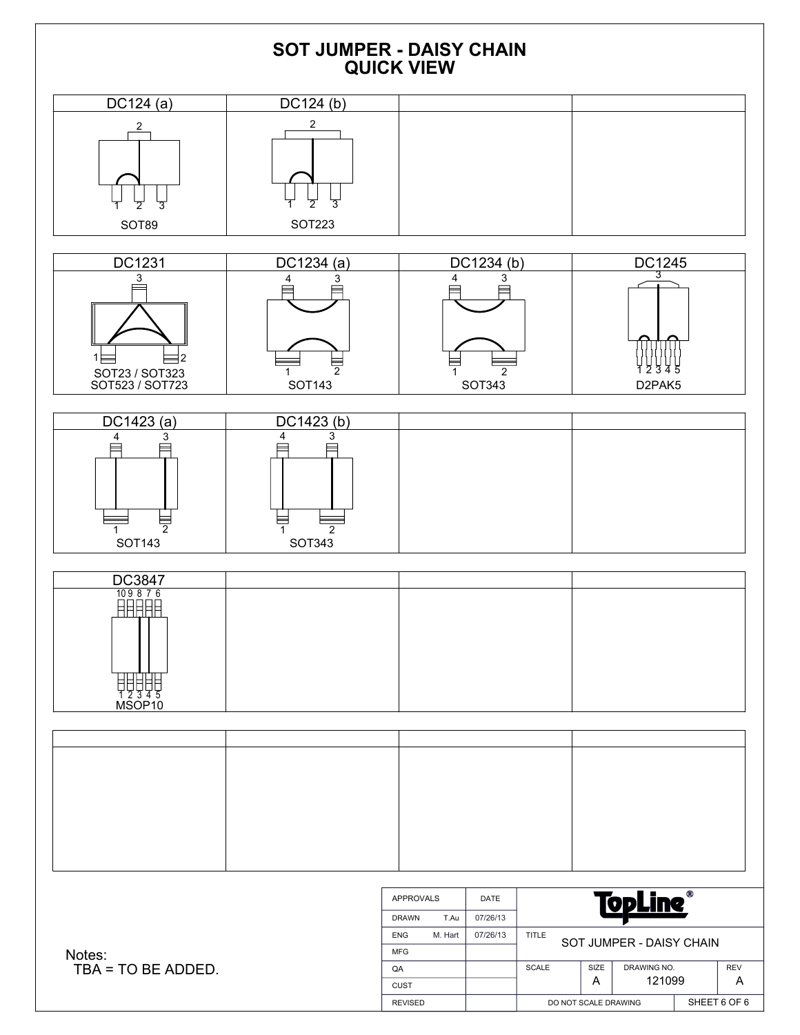# SOT JUMPER - DAISY CHAIN
## QUICK VIEW

| DC124 (a) | DC124 (b) | | |
|---|---|---|---|
| 2<br>1 2 3<br>SOT89 | 2<br>1 2 3<br>SOT223 | | |

| DC1231 | DC1234 (a) | DC1234 (b) | DC1245 |
|---|---|---|---|
| 3<br>1 2<br>SOT23 / SOT323<br>SOT523 / SOT723 | 4 3<br>1 2<br>SOT143 | 4 3<br>1 2<br>SOT343 | 3<br>1 2 3 4 5<br>D2PAK5 |

| DC1423 (a) | DC1423 (b) | | |
|---|---|---|---|
| 4 3<br>1 2<br>SOT143 | 4 3<br>1 2<br>SOT343 | | |

| DC3847 | | | |
|---|---|---|---|
| 10 9 8 7 6<br>1 2 3 4 5<br>MSOP10 | | | |

| | | | |
|---|---|---|---|
| | | | |

Notes:
TBA = TO BE ADDED.

| APPROVALS | | DATE | TopLine® | | | |
|---|---|---|---|---|---|---|
| DRAWN | T.Au | 07/26/13 | | | | |
| ENG | M. Hart | 07/26/13 | TITLE SOT JUMPER - DAISY CHAIN | | | |
| MFG | | | | | | |
| QA | | | SCALE | SIZE A | DRAWING NO. 121099 | REV A |
| CUST | | | | | | |
| REVISED | | | DO NOT SCALE DRAWING | | SHEET 6 OF 6 | |